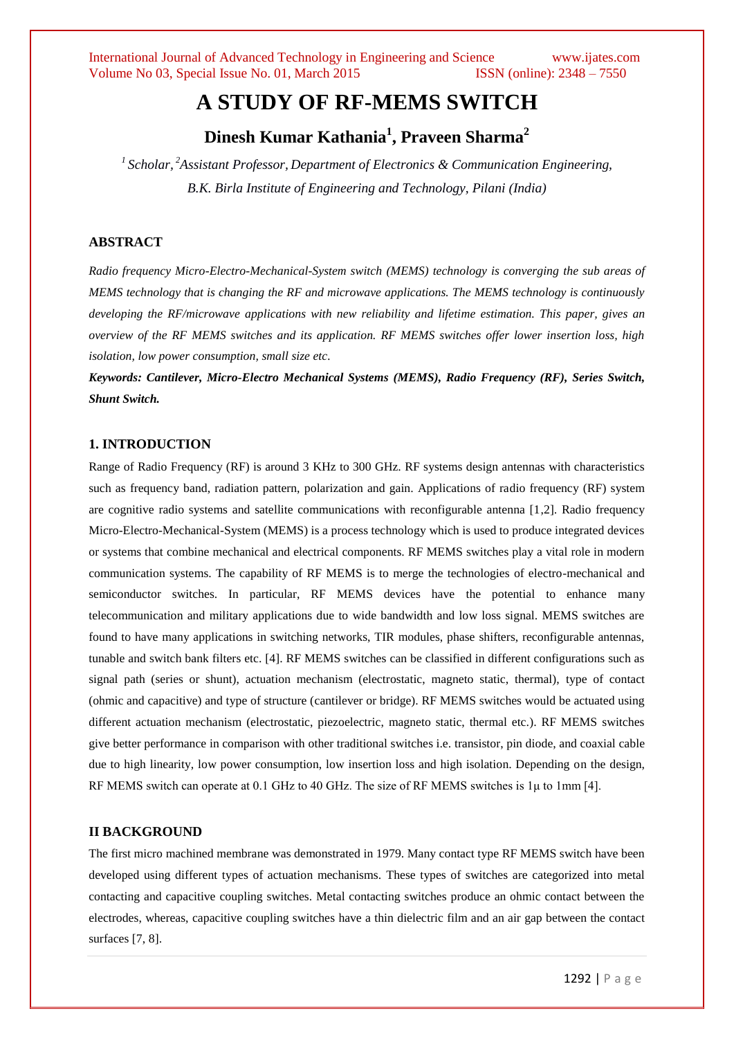# A STUDY OF RF-MEMS SWITCH

## Dinesh Kumar Kathania[1], Praveen Sharma[2]

*[1] Scholar, [2] Assistant Professor, Department of Electronics & Communication Engineering, B.K. Birla Institute of Engineering and Technology, Pilani (India)*

### ABSTRACT

*Radio frequency Micro-Electro-Mechanical-System switch (MEMS) technology is converging the sub areas of MEMS technology that is changing the RF and microwave applications. The MEMS technology is continuously developing the RF/microwave applications with new reliability and lifetime estimation. This paper, gives an overview of the RF MEMS switches and its application. RF MEMS switches offer lower insertion loss, high isolation, low power consumption, small size etc.*

***Keywords: Cantilever, Micro-Electro Mechanical Systems (MEMS), Radio Frequency (RF), Series Switch, Shunt Switch.***

### 1. INTRODUCTION

Range of Radio Frequency (RF) is around 3 KHz to 300 GHz. RF systems design antennas with characteristics such as frequency band, radiation pattern, polarization and gain. Applications of radio frequency (RF) system are cognitive radio systems and satellite communications with reconfigurable antenna [1,2]. Radio frequency Micro-Electro-Mechanical-System (MEMS) is a process technology which is used to produce integrated devices or systems that combine mechanical and electrical components. RF MEMS switches play a vital role in modern communication systems. The capability of RF MEMS is to merge the technologies of electro-mechanical and semiconductor switches. In particular, RF MEMS devices have the potential to enhance many telecommunication and military applications due to wide bandwidth and low loss signal. MEMS switches are found to have many applications in switching networks, TIR modules, phase shifters, reconfigurable antennas, tunable and switch bank filters etc. [4]. RF MEMS switches can be classified in different configurations such as signal path (series or shunt), actuation mechanism (electrostatic, magneto static, thermal), type of contact (ohmic and capacitive) and type of structure (cantilever or bridge). RF MEMS switches would be actuated using different actuation mechanism (electrostatic, piezoelectric, magneto static, thermal etc.). RF MEMS switches give better performance in comparison with other traditional switches i.e. transistor, pin diode, and coaxial cable due to high linearity, low power consumption, low insertion loss and high isolation. Depending on the design, RF MEMS switch can operate at 0.1 GHz to 40 GHz. The size of RF MEMS switches is 1µ to 1mm [4].

### II BACKGROUND

The first micro machined membrane was demonstrated in 1979. Many contact type RF MEMS switch have been developed using different types of actuation mechanisms. These types of switches are categorized into metal contacting and capacitive coupling switches. Metal contacting switches produce an ohmic contact between the electrodes, whereas, capacitive coupling switches have a thin dielectric film and an air gap between the contact surfaces [7, 8].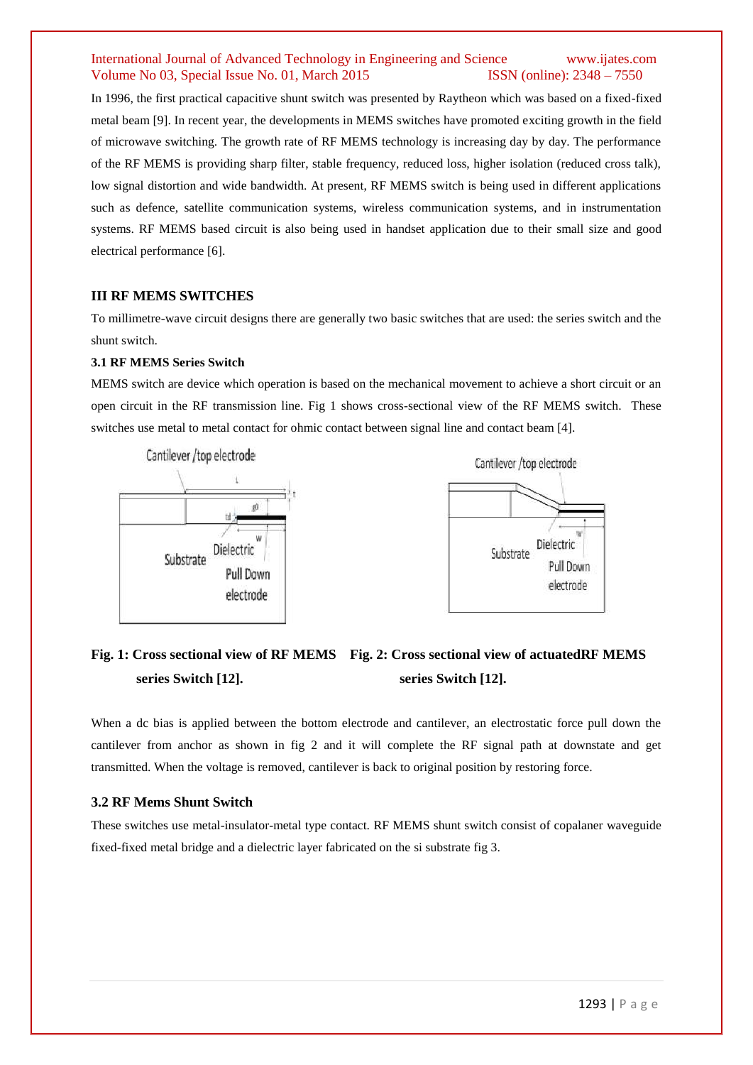In 1996, the first practical capacitive shunt switch was presented by Raytheon which was based on a fixed-fixed metal beam [9]. In recent year, the developments in MEMS switches have promoted exciting growth in the field of microwave switching. The growth rate of RF MEMS technology is increasing day by day. The performance of the RF MEMS is providing sharp filter, stable frequency, reduced loss, higher isolation (reduced cross talk), low signal distortion and wide bandwidth. At present, RF MEMS switch is being used in different applications such as defence, satellite communication systems, wireless communication systems, and in instrumentation systems. RF MEMS based circuit is also being used in handset application due to their small size and good electrical performance [6].

## III RF MEMS SWITCHES

To millimetre-wave circuit designs there are generally two basic switches that are used: the series switch and the shunt switch.

### 3.1 RF MEMS Series Switch

MEMS switch are device which operation is based on the mechanical movement to achieve a short circuit or an open circuit in the RF transmission line. Fig 1 shows cross-sectional view of the RF MEMS switch. These switches use metal to metal contact for ohmic contact between signal line and contact beam [4].

**Fig. 1: Cross sectional view of RF MEMS series Switch [12].**

**Fig. 2: Cross sectional view of actuatedRF MEMS series Switch [12].**

When a dc bias is applied between the bottom electrode and cantilever, an electrostatic force pull down the cantilever from anchor as shown in fig 2 and it will complete the RF signal path at downstate and get transmitted. When the voltage is removed, cantilever is back to original position by restoring force.

### 3.2 RF Mems Shunt Switch

These switches use metal-insulator-metal type contact. RF MEMS shunt switch consist of copalaner waveguide fixed-fixed metal bridge and a dielectric layer fabricated on the si substrate fig 3.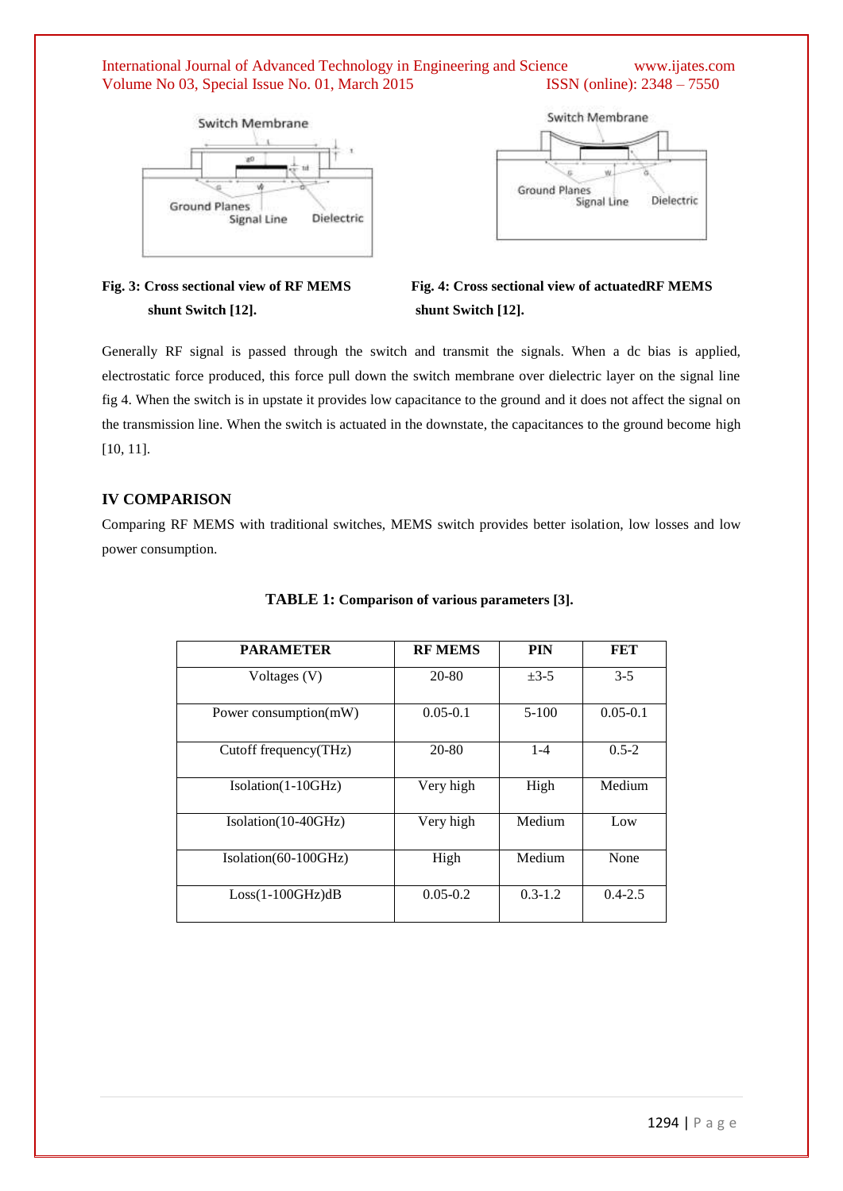Fig. 3: Cross sectional view of RF MEMS shunt Switch [12].

Fig. 4: Cross sectional view of actuatedRF MEMS shunt Switch [12].

Generally RF signal is passed through the switch and transmit the signals. When a dc bias is applied, electrostatic force produced, this force pull down the switch membrane over dielectric layer on the signal line fig 4. When the switch is in upstate it provides low capacitance to the ground and it does not affect the signal on the transmission line. When the switch is actuated in the downstate, the capacitances to the ground become high [10, 11].

## IV COMPARISON

Comparing RF MEMS with traditional switches, MEMS switch provides better isolation, low losses and low power consumption.

**TABLE 1: Comparison of various parameters [3].**

| PARAMETER | RF MEMS | PIN | FET |
|---|---|---|---|
| Voltages (V) | 20-80 | ±3-5 | 3-5 |
| Power consumption(mW) | 0.05-0.1 | 5-100 | 0.05-0.1 |
| Cutoff frequency(THz) | 20-80 | 1-4 | 0.5-2 |
| Isolation(1-10GHz) | Very high | High | Medium |
| Isolation(10-40GHz) | Very high | Medium | Low |
| Isolation(60-100GHz) | High | Medium | None |
| Loss(1-100GHz)dB | 0.05-0.2 | 0.3-1.2 | 0.4-2.5 |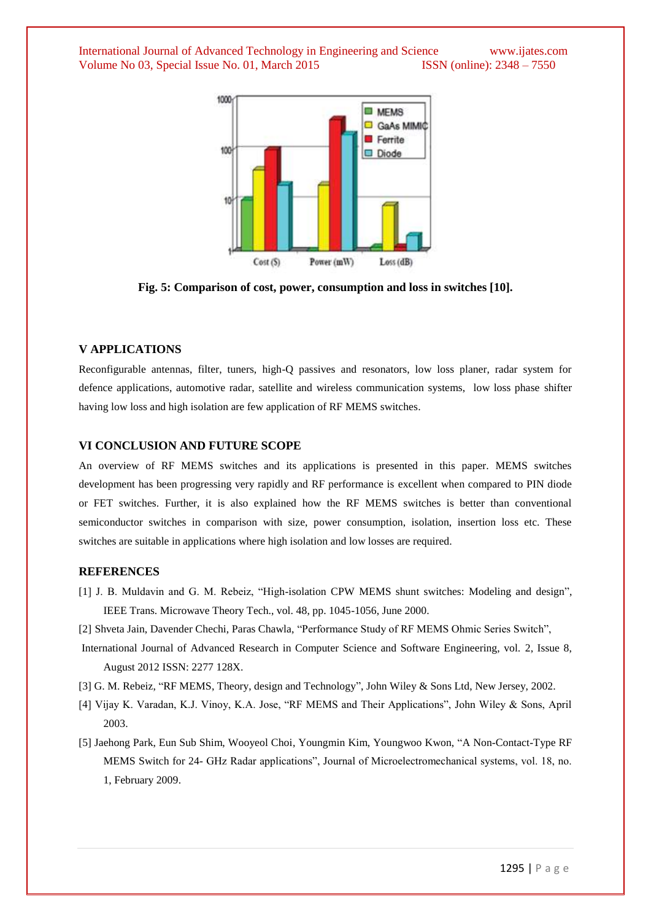Fig. 5: Comparison of cost, power, consumption and loss in switches [10].

## V APPLICATIONS

Reconfigurable antennas, filter, tuners, high-Q passives and resonators, low loss planer, radar system for defence applications, automotive radar, satellite and wireless communication systems, low loss phase shifter having low loss and high isolation are few application of RF MEMS switches.

## VI CONCLUSION AND FUTURE SCOPE

An overview of RF MEMS switches and its applications is presented in this paper. MEMS switches development has been progressing very rapidly and RF performance is excellent when compared to PIN diode or FET switches. Further, it is also explained how the RF MEMS switches is better than conventional semiconductor switches in comparison with size, power consumption, isolation, insertion loss etc. These switches are suitable in applications where high isolation and low losses are required.

## REFERENCES

[1] J. B. Muldavin and G. M. Rebeiz, "High-isolation CPW MEMS shunt switches: Modeling and design", IEEE Trans. Microwave Theory Tech., vol. 48, pp. 1045-1056, June 2000.

[2] Shveta Jain, Davender Chechi, Paras Chawla, "Performance Study of RF MEMS Ohmic Series Switch", International Journal of Advanced Research in Computer Science and Software Engineering, vol. 2, Issue 8, August 2012 ISSN: 2277 128X.

[3] G. M. Rebeiz, "RF MEMS, Theory, design and Technology", John Wiley & Sons Ltd, New Jersey, 2002.

[4] Vijay K. Varadan, K.J. Vinoy, K.A. Jose, "RF MEMS and Their Applications", John Wiley & Sons, April 2003.

[5] Jaehong Park, Eun Sub Shim, Wooyeol Choi, Youngmin Kim, Youngwoo Kwon, "A Non-Contact-Type RF MEMS Switch for 24- GHz Radar applications", Journal of Microelectromechanical systems, vol. 18, no. 1, February 2009.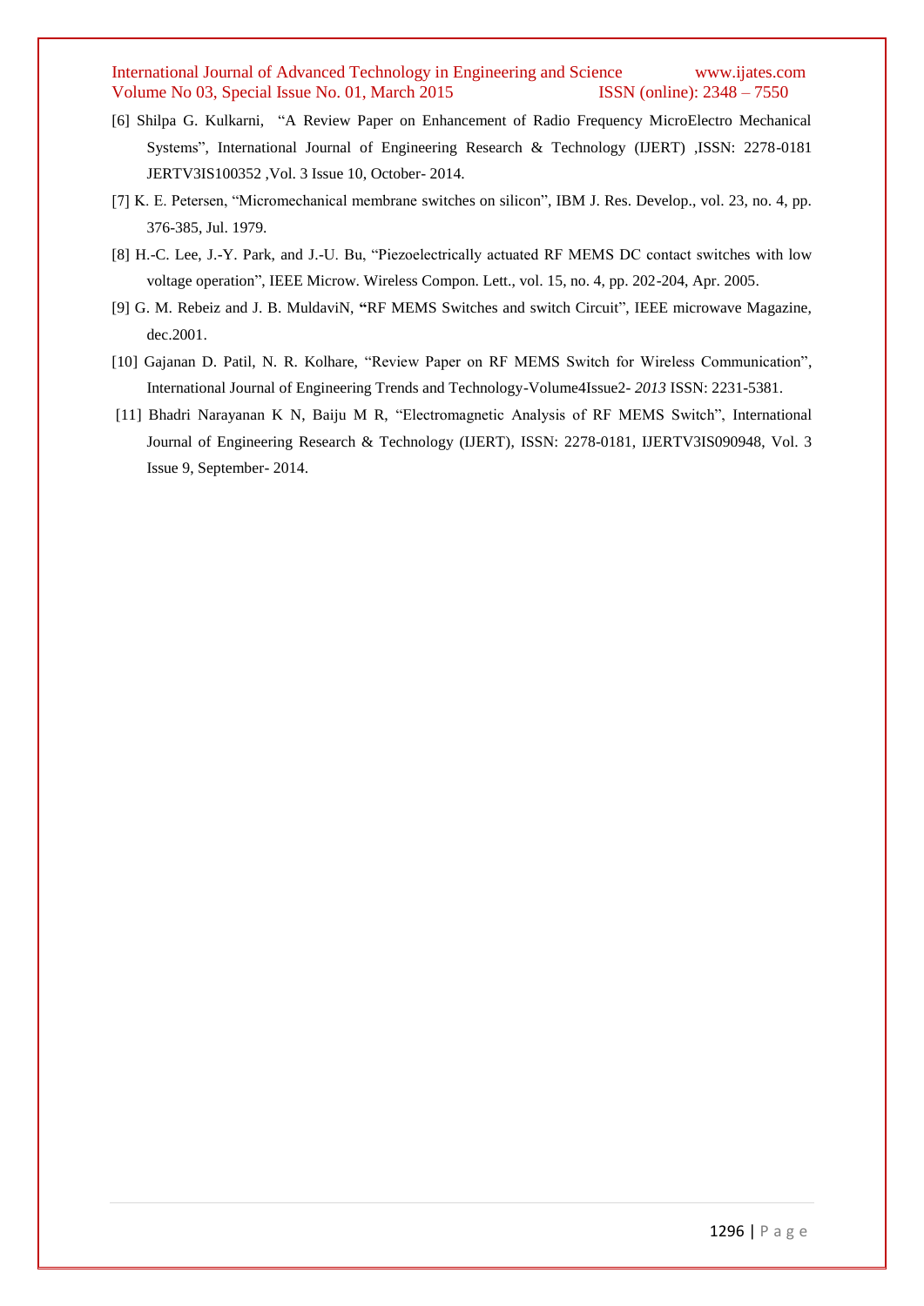[6] Shilpa G. Kulkarni, "A Review Paper on Enhancement of Radio Frequency MicroElectro Mechanical Systems", International Journal of Engineering Research & Technology (IJERT) ,ISSN: 2278-0181 JERTV3IS100352 ,Vol. 3 Issue 10, October- 2014.

[7] K. E. Petersen, "Micromechanical membrane switches on silicon", IBM J. Res. Develop., vol. 23, no. 4, pp. 376-385, Jul. 1979.

[8] H.-C. Lee, J.-Y. Park, and J.-U. Bu, "Piezoelectrically actuated RF MEMS DC contact switches with low voltage operation", IEEE Microw. Wireless Compon. Lett., vol. 15, no. 4, pp. 202-204, Apr. 2005.

[9] G. M. Rebeiz and J. B. MuldaviN, **"**RF MEMS Switches and switch Circuit", IEEE microwave Magazine, dec.2001.

[10] Gajanan D. Patil, N. R. Kolhare, "Review Paper on RF MEMS Switch for Wireless Communication", International Journal of Engineering Trends and Technology-Volume4Issue2- *2013* ISSN: 2231-5381.

[11] Bhadri Narayanan K N, Baiju M R, "Electromagnetic Analysis of RF MEMS Switch", International Journal of Engineering Research & Technology (IJERT), ISSN: 2278-0181, IJERTV3IS090948, Vol. 3 Issue 9, September- 2014.